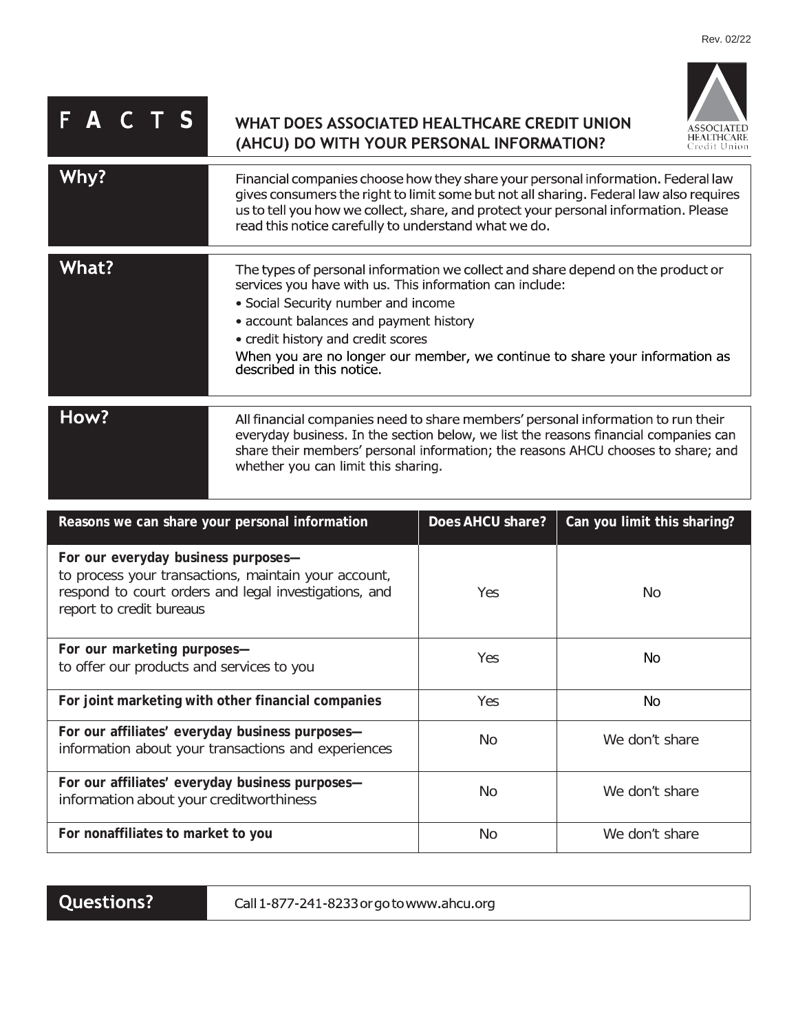Rev. 02/22

# FACTS

## WHAT DOES ASSOCIATED HEALTHCARE CREDIT UNION (AHCU) DO WITH YOUR PERSONAL INFORMATION?

| | |
|---|---|
| **Why?** | Financial companies choose how they share your personal information. Federal law gives consumers the right to limit some but not all sharing. Federal law also requires us to tell you how we collect, share, and protect your personal information. Please read this notice carefully to understand what we do. |
| **What?** | The types of personal information we collect and share depend on the product or services you have with us. This information can include: <br>• Social Security number and income <br>• account balances and payment history <br>• credit history and credit scores <br>When you are no longer our member, we continue to share your information as described in this notice. |
| **How?** | All financial companies need to share members' personal information to run their everyday business. In the section below, we list the reasons financial companies can share their members' personal information; the reasons AHCU chooses to share; and whether you can limit this sharing. |

| Reasons we can share your personal information | Does AHCU share? | Can you limit this sharing? |
|---|---|---|
| **For our everyday business purposes—** to process your transactions, maintain your account, respond to court orders and legal investigations, and report to credit bureaus | Yes | No |
| **For our marketing purposes—** to offer our products and services to you | Yes | No |
| **For joint marketing with other financial companies** | Yes | No |
| **For our affiliates' everyday business purposes—** information about your transactions and experiences | No | We don't share |
| **For our affiliates' everyday business purposes—** information about your creditworthiness | No | We don't share |
| **For nonaffiliates to market to you** | No | We don't share |

| | |
|---|---|
| **Questions?** | Call 1-877-241-8233 or go to www.ahcu.org |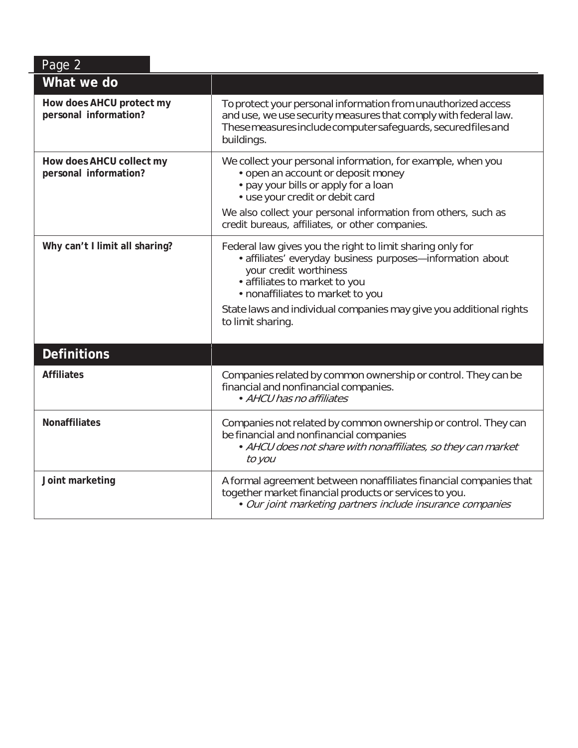| What we do | |
|---|---|
| **How does AHCU protect my personal information?** | To protect your personal information from unauthorized access and use, we use security measures that comply with federal law. These measures include computer safeguards, secured files and buildings. |
| **How does AHCU collect my personal information?** | We collect your personal information, for example, when you<br>• open an account or deposit money<br>• pay your bills or apply for a loan<br>• use your credit or debit card<br><br>We also collect your personal information from others, such as credit bureaus, affiliates, or other companies. |
| **Why can't I limit all sharing?** | Federal law gives you the right to limit sharing only for<br>• affiliates' everyday business purposes—information about your credit worthiness<br>• affiliates to market to you<br>• nonaffiliates to market to you<br><br>State laws and individual companies may give you additional rights to limit sharing. |

| Definitions | |
|---|---|
| **Affiliates** | Companies related by common ownership or control. They can be financial and nonfinancial companies.<br>• *AHCU has no affiliates* |
| **Nonaffiliates** | Companies not related by common ownership or control. They can be financial and nonfinancial companies<br>• *AHCU does not share with nonaffiliates, so they can market to you* |
| **Joint marketing** | A formal agreement between nonaffiliates financial companies that together market financial products or services to you.<br>• *Our joint marketing partners include insurance companies* |